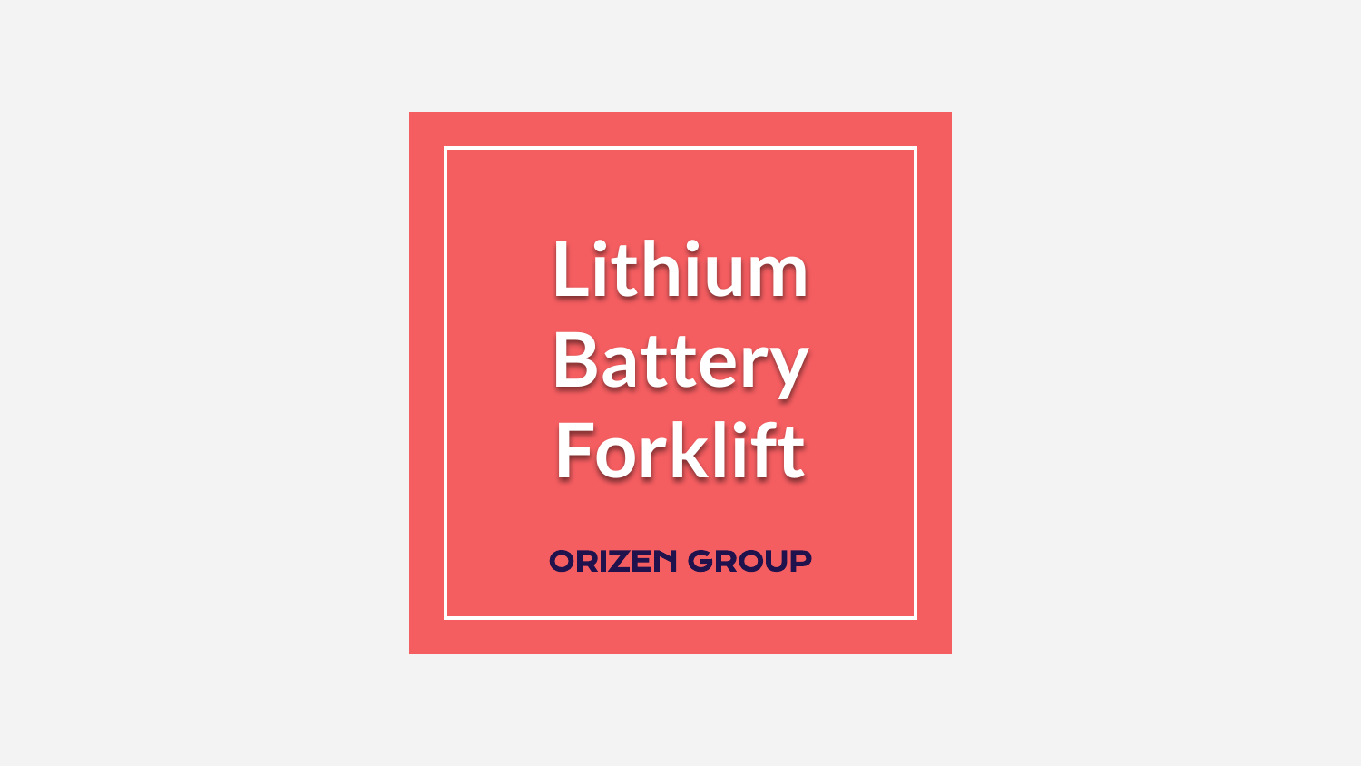# Lithium Battery Forklift

ORIZEN GROUP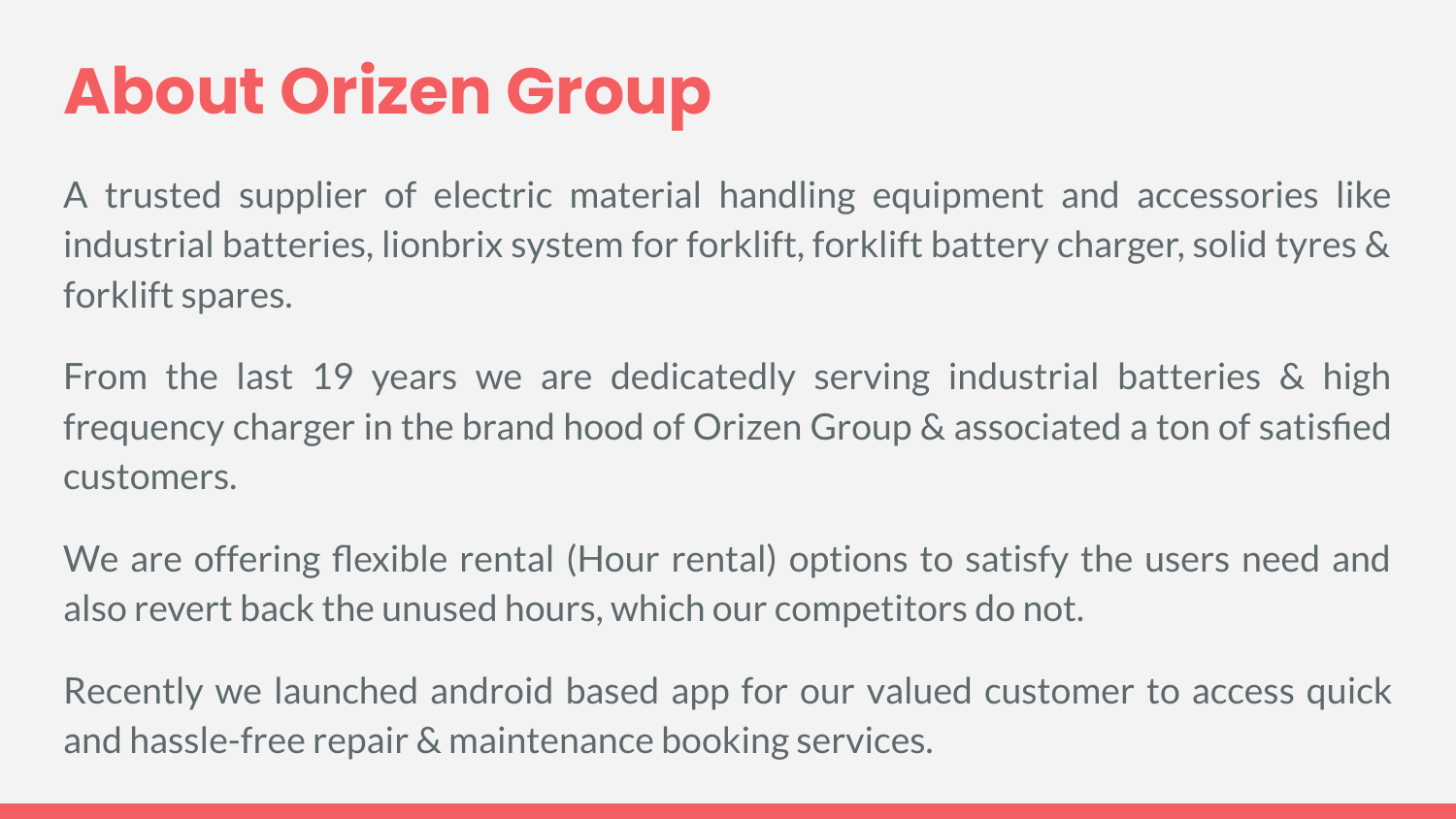# About Orizen Group

A trusted supplier of electric material handling equipment and accessories like industrial batteries, lionbrix system for forklift, forklift battery charger, solid tyres & forklift spares.

From the last 19 years we are dedicatedly serving industrial batteries & high frequency charger in the brand hood of Orizen Group & associated a ton of satisfied customers.

We are offering flexible rental (Hour rental) options to satisfy the users need and also revert back the unused hours, which our competitors do not.

Recently we launched android based app for our valued customer to access quick and hassle-free repair & maintenance booking services.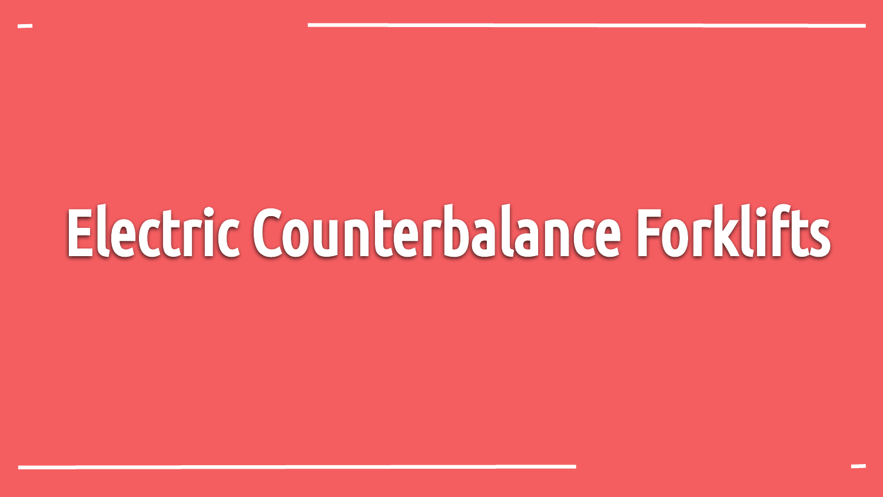# Electric Counterbalance Forklifts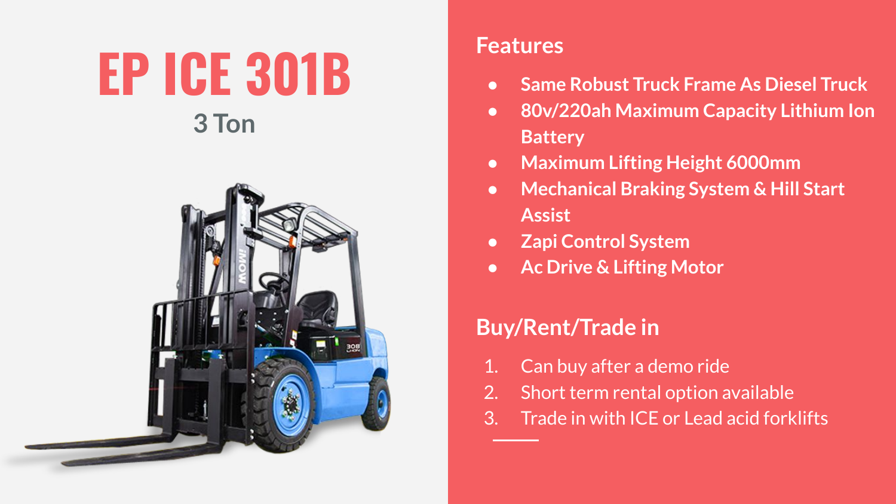# EP ICE 301B

### 3 Ton

## Features

- Same Robust Truck Frame As Diesel Truck
- 80v/220ah Maximum Capacity Lithium Ion Battery
- Maximum Lifting Height 6000mm
- Mechanical Braking System & Hill Start Assist
- Zapi Control System
- Ac Drive & Lifting Motor

## Buy/Rent/Trade in

1. Can buy after a demo ride
2. Short term rental option available
3. Trade in with ICE or Lead acid forklifts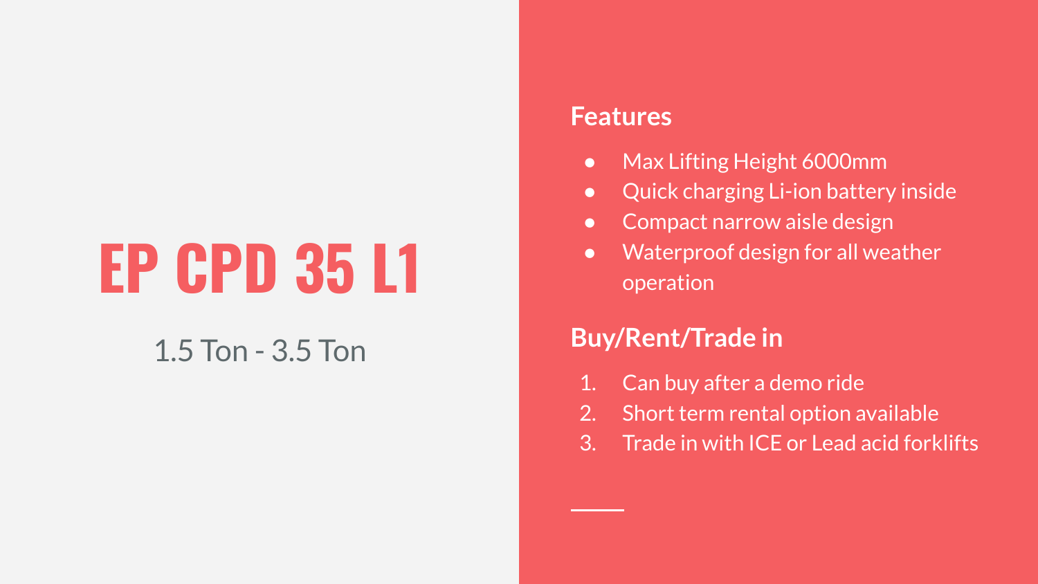# EP CPD 35 L1

1.5 Ton - 3.5 Ton

## Features

- Max Lifting Height 6000mm
- Quick charging Li-ion battery inside
- Compact narrow aisle design
- Waterproof design for all weather operation

## Buy/Rent/Trade in

1. Can buy after a demo ride
2. Short term rental option available
3. Trade in with ICE or Lead acid forklifts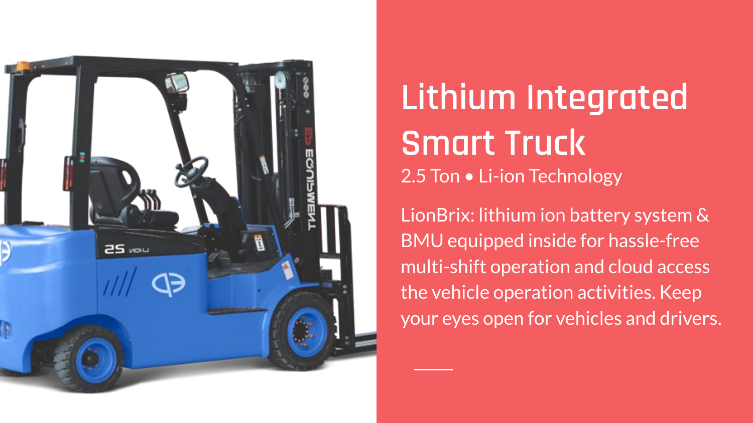# Lithium Integrated Smart Truck

2.5 Ton • Li-ion Technology

LionBrix: lithium ion battery system & BMU equipped inside for hassle-free multi-shift operation and cloud access the vehicle operation activities. Keep your eyes open for vehicles and drivers.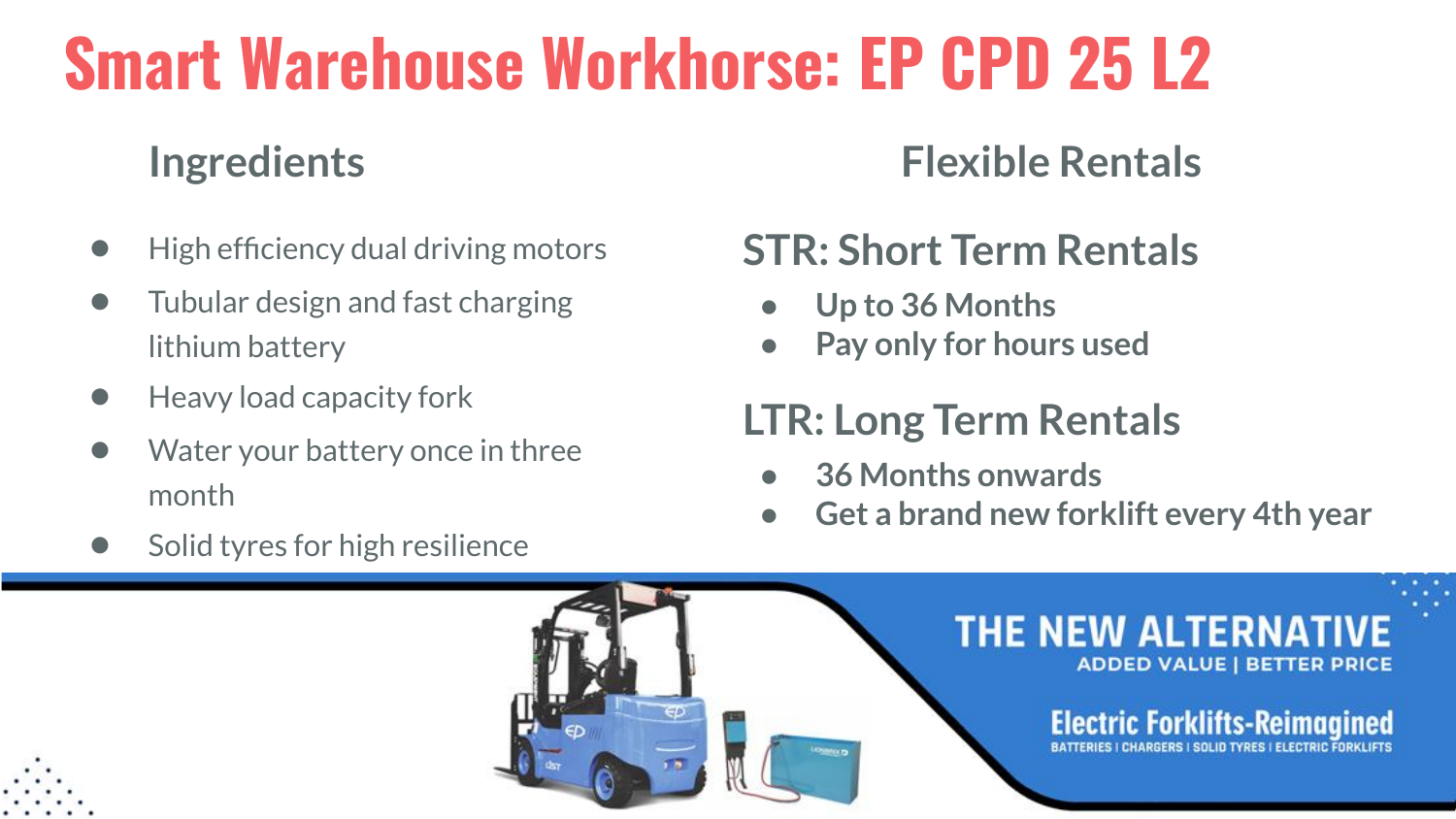# Smart Warehouse Workhorse: EP CPD 25 L2

## Ingredients

- High efficiency dual driving motors
- Tubular design and fast charging lithium battery
- Heavy load capacity fork
- Water your battery once in three month
- Solid tyres for high resilience

## Flexible Rentals

### STR: Short Term Rentals

- Up to 36 Months
- Pay only for hours used

### LTR: Long Term Rentals

- 36 Months onwards
- Get a brand new forklift every 4th year

**THE NEW ALTERNATIVE**

ADDED VALUE | BETTER PRICE

**Electric Forklifts-Reimagined**

BATTERIES | CHARGERS | SOLID TYRES | ELECTRIC FORKLIFTS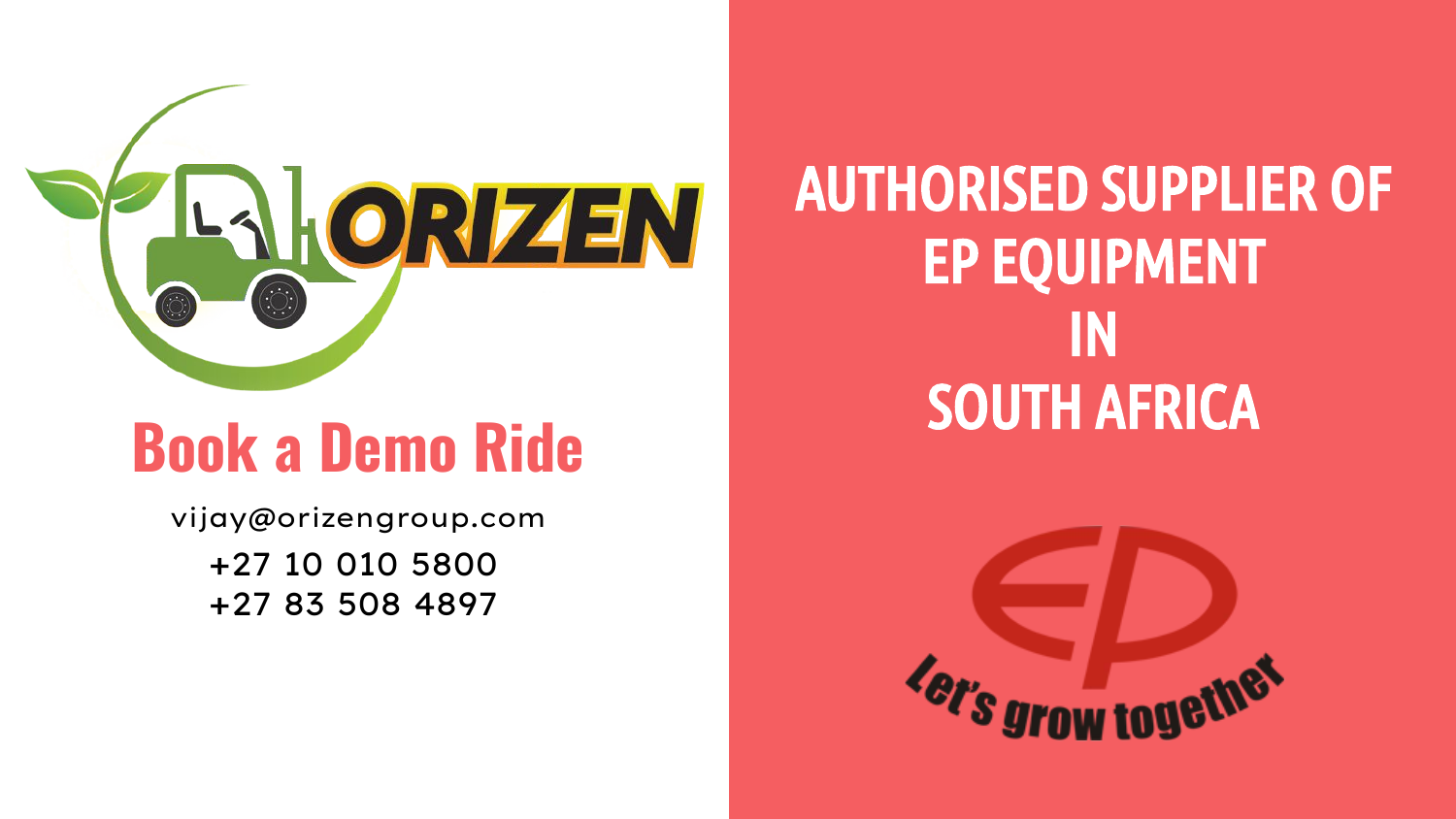ORIZEN

## Book a Demo Ride

vijay@orizengroup.com

+27 10 010 5800

+27 83 508 4897

# AUTHORISED SUPPLIER OF EP EQUIPMENT IN SOUTH AFRICA

EP

Let's grow together